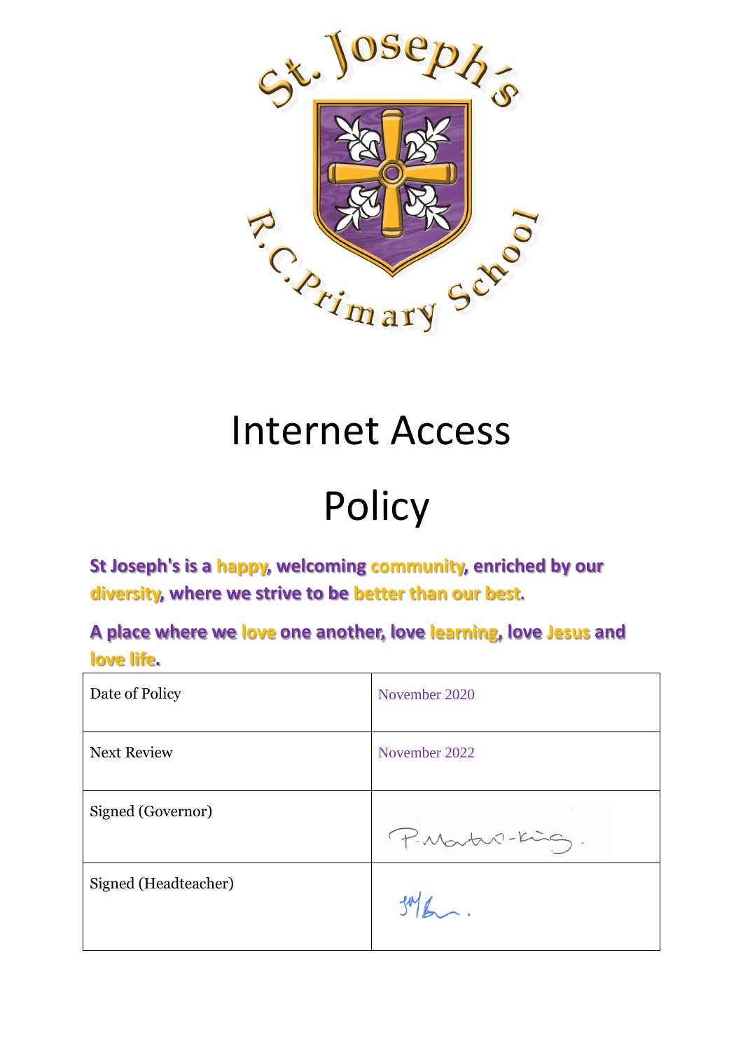# Internet Access Policy

**St Joseph's is a happy, welcoming community, enriched by our diversity, where we strive to be better than our best.**

**A place where we love one another, love learning, love Jesus and love life.**

| Date of Policy | November 2020 |
|---|---|
| Next Review | November 2022 |
| Signed (Governor) | P. Martin-King. |
| Signed (Headteacher) | |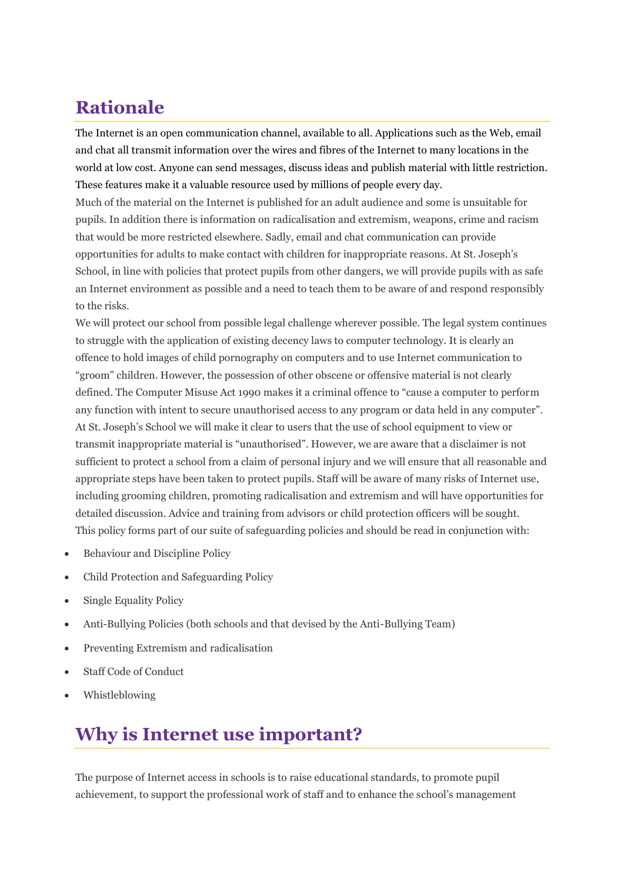## Rationale

The Internet is an open communication channel, available to all. Applications such as the Web, email and chat all transmit information over the wires and fibres of the Internet to many locations in the world at low cost. Anyone can send messages, discuss ideas and publish material with little restriction. These features make it a valuable resource used by millions of people every day.

Much of the material on the Internet is published for an adult audience and some is unsuitable for pupils. In addition there is information on radicalisation and extremism, weapons, crime and racism that would be more restricted elsewhere. Sadly, email and chat communication can provide opportunities for adults to make contact with children for inappropriate reasons. At St. Joseph's School, in line with policies that protect pupils from other dangers, we will provide pupils with as safe an Internet environment as possible and a need to teach them to be aware of and respond responsibly to the risks.

We will protect our school from possible legal challenge wherever possible. The legal system continues to struggle with the application of existing decency laws to computer technology. It is clearly an offence to hold images of child pornography on computers and to use Internet communication to "groom" children. However, the possession of other obscene or offensive material is not clearly defined. The Computer Misuse Act 1990 makes it a criminal offence to "cause a computer to perform any function with intent to secure unauthorised access to any program or data held in any computer". At St. Joseph's School we will make it clear to users that the use of school equipment to view or transmit inappropriate material is "unauthorised". However, we are aware that a disclaimer is not sufficient to protect a school from a claim of personal injury and we will ensure that all reasonable and appropriate steps have been taken to protect pupils. Staff will be aware of many risks of Internet use, including grooming children, promoting radicalisation and extremism and will have opportunities for detailed discussion. Advice and training from advisors or child protection officers will be sought.

This policy forms part of our suite of safeguarding policies and should be read in conjunction with:

- Behaviour and Discipline Policy
- Child Protection and Safeguarding Policy
- Single Equality Policy
- Anti-Bullying Policies (both schools and that devised by the Anti-Bullying Team)
- Preventing Extremism and radicalisation
- Staff Code of Conduct
- Whistleblowing

## Why is Internet use important?

The purpose of Internet access in schools is to raise educational standards, to promote pupil achievement, to support the professional work of staff and to enhance the school's management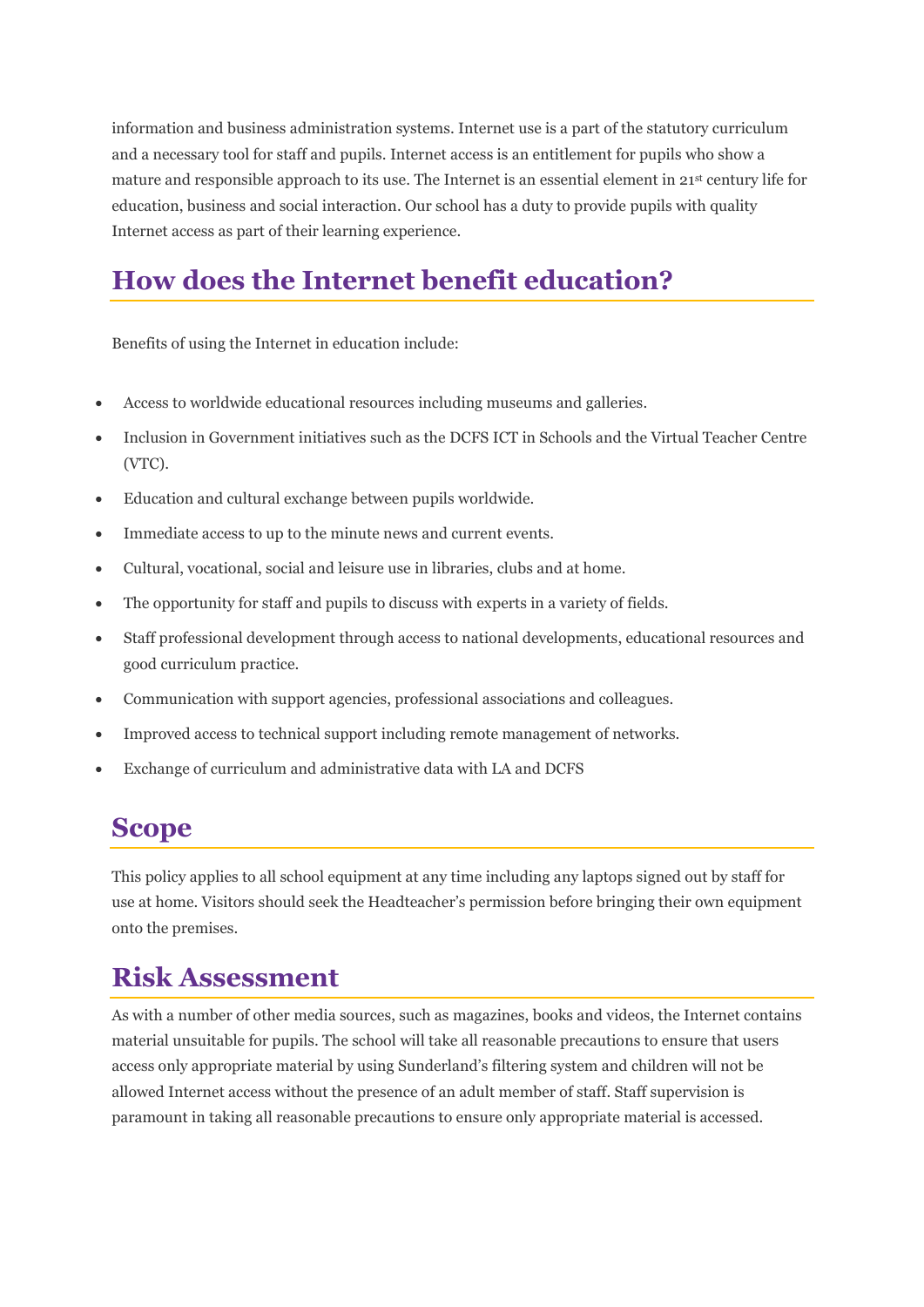information and business administration systems. Internet use is a part of the statutory curriculum and a necessary tool for staff and pupils. Internet access is an entitlement for pupils who show a mature and responsible approach to its use. The Internet is an essential element in 21st century life for education, business and social interaction. Our school has a duty to provide pupils with quality Internet access as part of their learning experience.

## How does the Internet benefit education?

Benefits of using the Internet in education include:

- Access to worldwide educational resources including museums and galleries.
- Inclusion in Government initiatives such as the DCFS ICT in Schools and the Virtual Teacher Centre (VTC).
- Education and cultural exchange between pupils worldwide.
- Immediate access to up to the minute news and current events.
- Cultural, vocational, social and leisure use in libraries, clubs and at home.
- The opportunity for staff and pupils to discuss with experts in a variety of fields.
- Staff professional development through access to national developments, educational resources and good curriculum practice.
- Communication with support agencies, professional associations and colleagues.
- Improved access to technical support including remote management of networks.
- Exchange of curriculum and administrative data with LA and DCFS

## Scope

This policy applies to all school equipment at any time including any laptops signed out by staff for use at home. Visitors should seek the Headteacher's permission before bringing their own equipment onto the premises.

## Risk Assessment

As with a number of other media sources, such as magazines, books and videos, the Internet contains material unsuitable for pupils. The school will take all reasonable precautions to ensure that users access only appropriate material by using Sunderland's filtering system and children will not be allowed Internet access without the presence of an adult member of staff. Staff supervision is paramount in taking all reasonable precautions to ensure only appropriate material is accessed.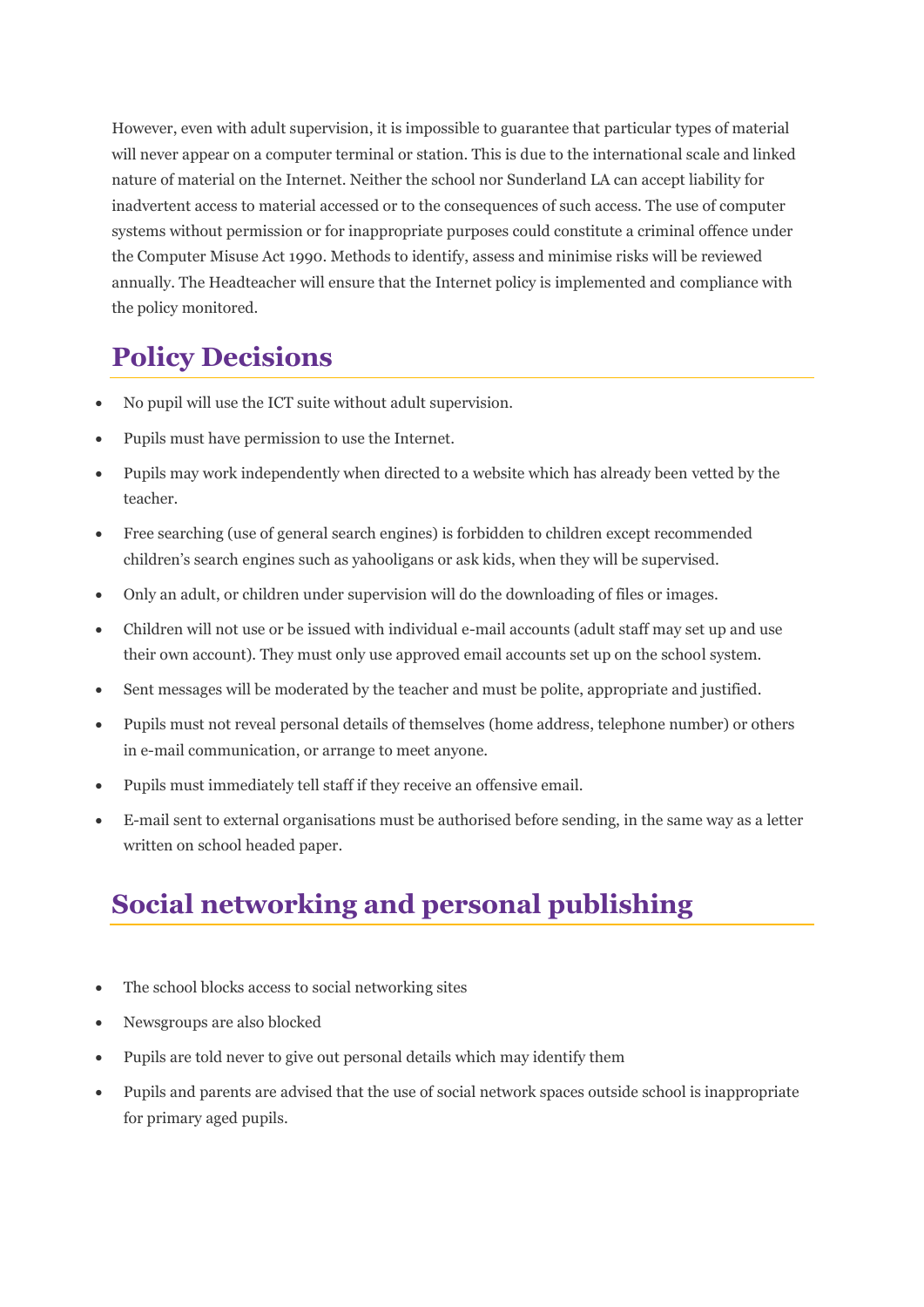However, even with adult supervision, it is impossible to guarantee that particular types of material will never appear on a computer terminal or station. This is due to the international scale and linked nature of material on the Internet. Neither the school nor Sunderland LA can accept liability for inadvertent access to material accessed or to the consequences of such access. The use of computer systems without permission or for inappropriate purposes could constitute a criminal offence under the Computer Misuse Act 1990. Methods to identify, assess and minimise risks will be reviewed annually. The Headteacher will ensure that the Internet policy is implemented and compliance with the policy monitored.

## Policy Decisions

- No pupil will use the ICT suite without adult supervision.
- Pupils must have permission to use the Internet.
- Pupils may work independently when directed to a website which has already been vetted by the teacher.
- Free searching (use of general search engines) is forbidden to children except recommended children's search engines such as yahooligans or ask kids, when they will be supervised.
- Only an adult, or children under supervision will do the downloading of files or images.
- Children will not use or be issued with individual e-mail accounts (adult staff may set up and use their own account). They must only use approved email accounts set up on the school system.
- Sent messages will be moderated by the teacher and must be polite, appropriate and justified.
- Pupils must not reveal personal details of themselves (home address, telephone number) or others in e-mail communication, or arrange to meet anyone.
- Pupils must immediately tell staff if they receive an offensive email.
- E-mail sent to external organisations must be authorised before sending, in the same way as a letter written on school headed paper.

## Social networking and personal publishing

- The school blocks access to social networking sites
- Newsgroups are also blocked
- Pupils are told never to give out personal details which may identify them
- Pupils and parents are advised that the use of social network spaces outside school is inappropriate for primary aged pupils.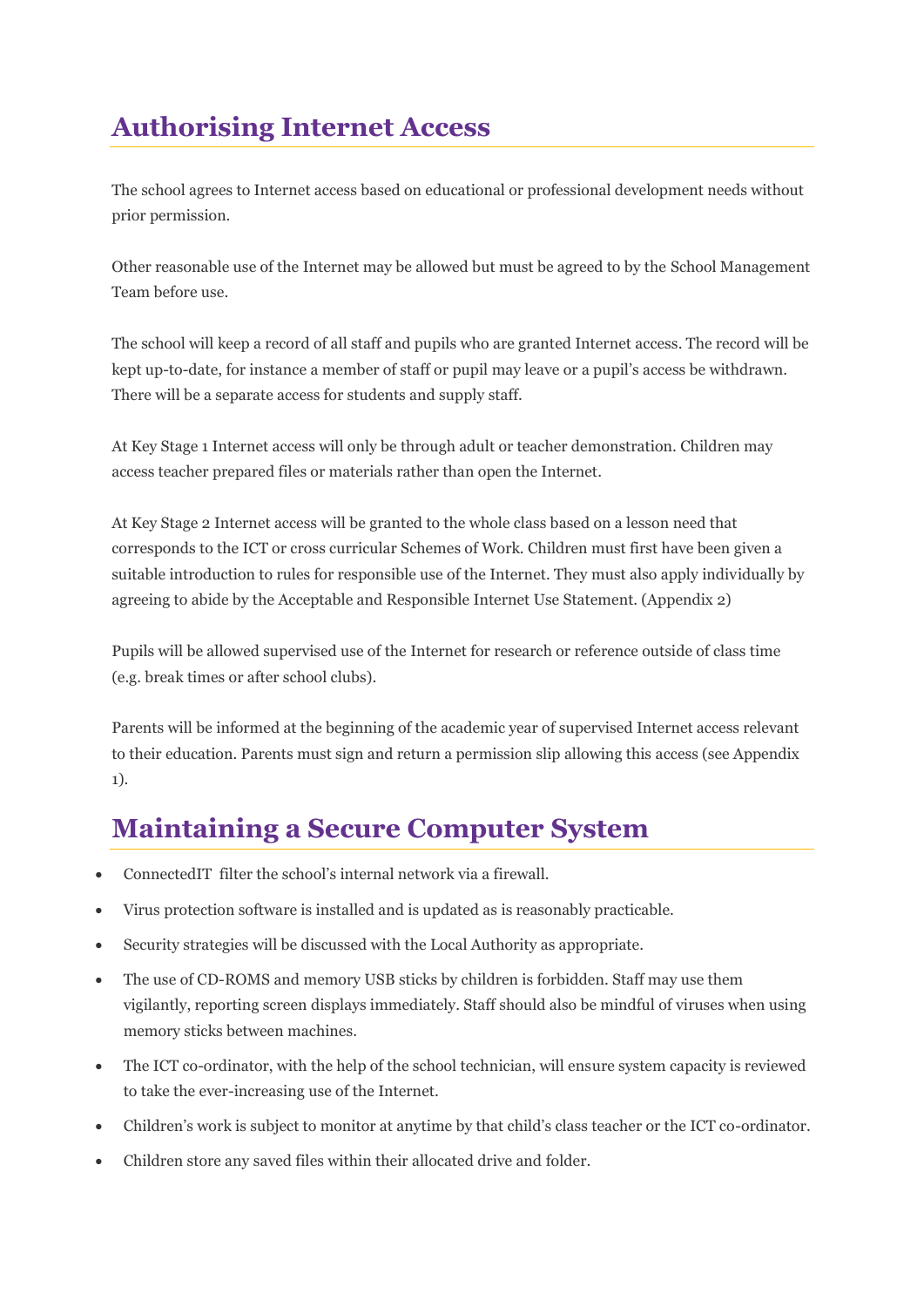## Authorising Internet Access

The school agrees to Internet access based on educational or professional development needs without prior permission.

Other reasonable use of the Internet may be allowed but must be agreed to by the School Management Team before use.

The school will keep a record of all staff and pupils who are granted Internet access. The record will be kept up-to-date, for instance a member of staff or pupil may leave or a pupil's access be withdrawn. There will be a separate access for students and supply staff.

At Key Stage 1 Internet access will only be through adult or teacher demonstration. Children may access teacher prepared files or materials rather than open the Internet.

At Key Stage 2 Internet access will be granted to the whole class based on a lesson need that corresponds to the ICT or cross curricular Schemes of Work. Children must first have been given a suitable introduction to rules for responsible use of the Internet. They must also apply individually by agreeing to abide by the Acceptable and Responsible Internet Use Statement. (Appendix 2)

Pupils will be allowed supervised use of the Internet for research or reference outside of class time (e.g. break times or after school clubs).

Parents will be informed at the beginning of the academic year of supervised Internet access relevant to their education. Parents must sign and return a permission slip allowing this access (see Appendix 1).

## Maintaining a Secure Computer System

- ConnectedIT filter the school's internal network via a firewall.
- Virus protection software is installed and is updated as is reasonably practicable.
- Security strategies will be discussed with the Local Authority as appropriate.
- The use of CD-ROMS and memory USB sticks by children is forbidden. Staff may use them vigilantly, reporting screen displays immediately. Staff should also be mindful of viruses when using memory sticks between machines.
- The ICT co-ordinator, with the help of the school technician, will ensure system capacity is reviewed to take the ever-increasing use of the Internet.
- Children's work is subject to monitor at anytime by that child's class teacher or the ICT co-ordinator.
- Children store any saved files within their allocated drive and folder.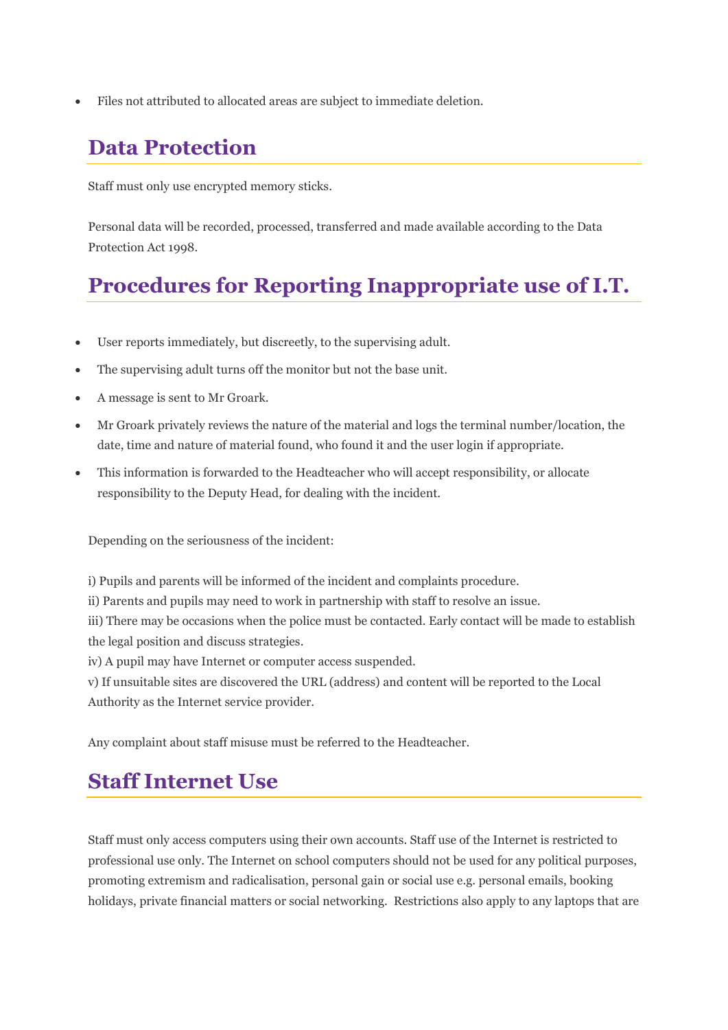- Files not attributed to allocated areas are subject to immediate deletion.

## Data Protection

Staff must only use encrypted memory sticks.

Personal data will be recorded, processed, transferred and made available according to the Data Protection Act 1998.

## Procedures for Reporting Inappropriate use of I.T.

- User reports immediately, but discreetly, to the supervising adult.
- The supervising adult turns off the monitor but not the base unit.
- A message is sent to Mr Groark.
- Mr Groark privately reviews the nature of the material and logs the terminal number/location, the date, time and nature of material found, who found it and the user login if appropriate.
- This information is forwarded to the Headteacher who will accept responsibility, or allocate responsibility to the Deputy Head, for dealing with the incident.

Depending on the seriousness of the incident:

i) Pupils and parents will be informed of the incident and complaints procedure.
ii) Parents and pupils may need to work in partnership with staff to resolve an issue.
iii) There may be occasions when the police must be contacted. Early contact will be made to establish the legal position and discuss strategies.
iv) A pupil may have Internet or computer access suspended.
v) If unsuitable sites are discovered the URL (address) and content will be reported to the Local Authority as the Internet service provider.

Any complaint about staff misuse must be referred to the Headteacher.

## Staff Internet Use

Staff must only access computers using their own accounts. Staff use of the Internet is restricted to professional use only. The Internet on school computers should not be used for any political purposes, promoting extremism and radicalisation, personal gain or social use e.g. personal emails, booking holidays, private financial matters or social networking. Restrictions also apply to any laptops that are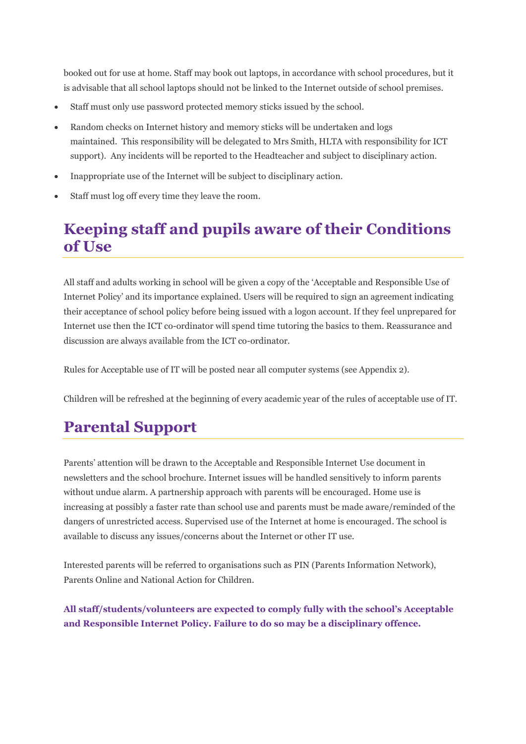booked out for use at home. Staff may book out laptops, in accordance with school procedures, but it is advisable that all school laptops should not be linked to the Internet outside of school premises.

- Staff must only use password protected memory sticks issued by the school.
- Random checks on Internet history and memory sticks will be undertaken and logs maintained. This responsibility will be delegated to Mrs Smith, HLTA with responsibility for ICT support). Any incidents will be reported to the Headteacher and subject to disciplinary action.
- Inappropriate use of the Internet will be subject to disciplinary action.
- Staff must log off every time they leave the room.

## Keeping staff and pupils aware of their Conditions of Use

All staff and adults working in school will be given a copy of the 'Acceptable and Responsible Use of Internet Policy' and its importance explained. Users will be required to sign an agreement indicating their acceptance of school policy before being issued with a logon account. If they feel unprepared for Internet use then the ICT co-ordinator will spend time tutoring the basics to them. Reassurance and discussion are always available from the ICT co-ordinator.

Rules for Acceptable use of IT will be posted near all computer systems (see Appendix 2).

Children will be refreshed at the beginning of every academic year of the rules of acceptable use of IT.

## Parental Support

Parents' attention will be drawn to the Acceptable and Responsible Internet Use document in newsletters and the school brochure. Internet issues will be handled sensitively to inform parents without undue alarm. A partnership approach with parents will be encouraged. Home use is increasing at possibly a faster rate than school use and parents must be made aware/reminded of the dangers of unrestricted access. Supervised use of the Internet at home is encouraged. The school is available to discuss any issues/concerns about the Internet or other IT use.

Interested parents will be referred to organisations such as PIN (Parents Information Network), Parents Online and National Action for Children.

**All staff/students/volunteers are expected to comply fully with the school's Acceptable and Responsible Internet Policy. Failure to do so may be a disciplinary offence.**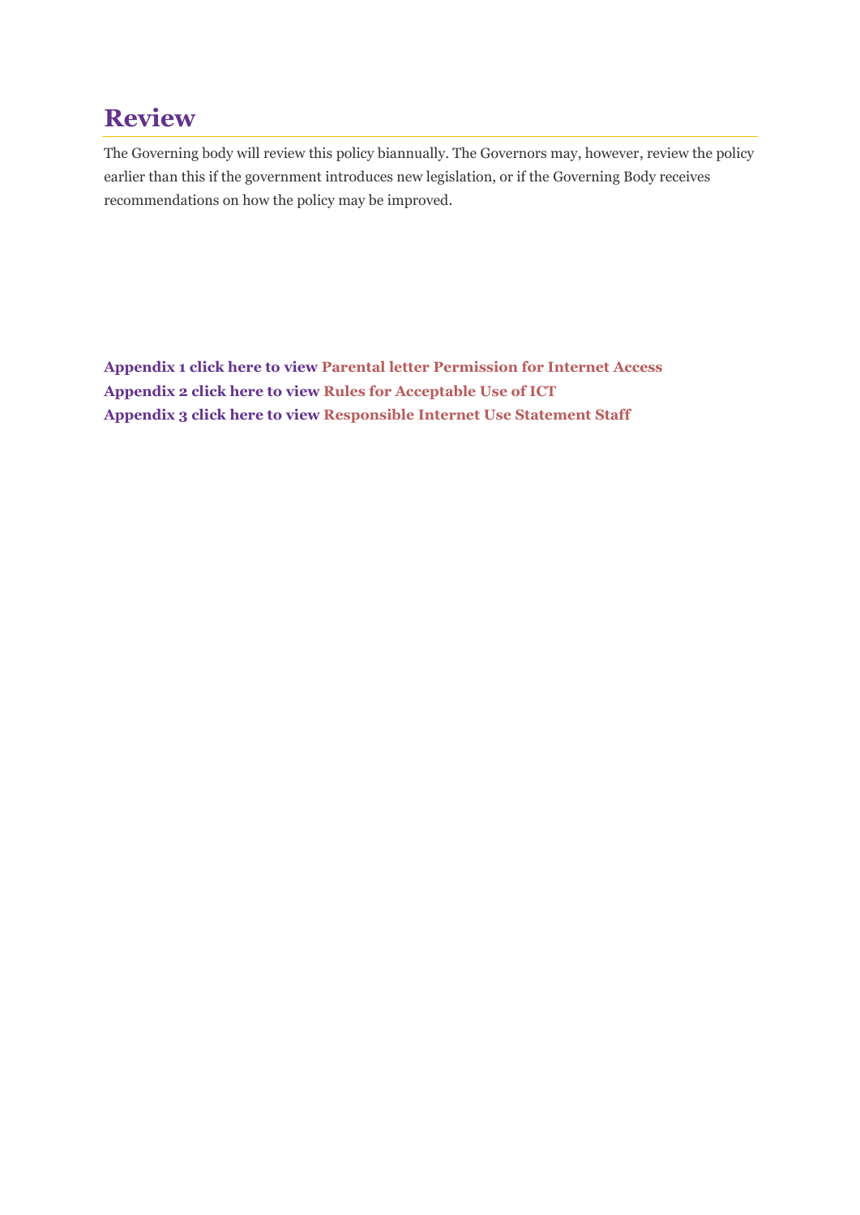## Review

The Governing body will review this policy biannually. The Governors may, however, review the policy earlier than this if the government introduces new legislation, or if the Governing Body receives recommendations on how the policy may be improved.

**Appendix 1 click here to view Parental letter Permission for Internet Access**
**Appendix 2 click here to view Rules for Acceptable Use of ICT**
**Appendix 3 click here to view Responsible Internet Use Statement Staff**